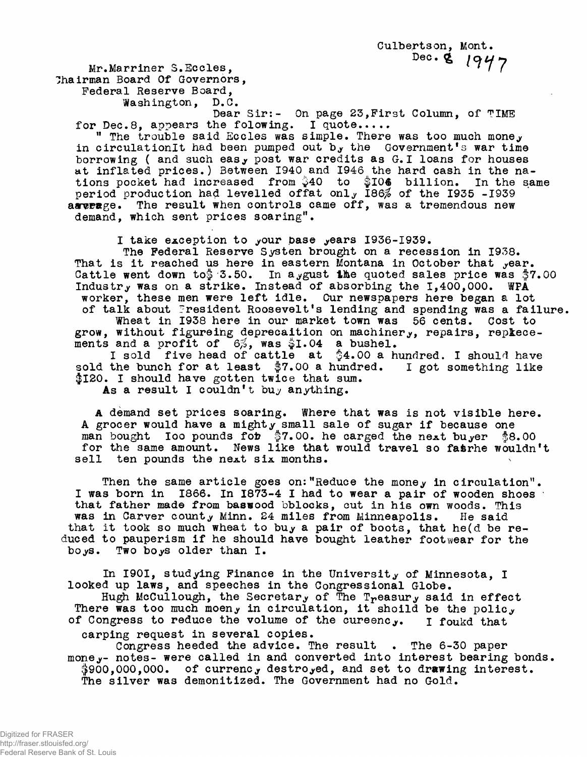Culbertson, Mont.
Dec. 8 1947

Mr.Marriner S.Eccles,
Chairman Board Of Governors,
Federal Reserve Board,
Washington, D.C.

Dear Sir:- On page 23,First Column, of TIME for Dec.8, appears the folowing. I quote.....

" The trouble said Eccles was simple. There was too much money in circulationIt had been pumped out by the Government's war time borrowing ( and such easy post war credits as G.I loans for houses at inflated prices.) Between 1940 and 1946 the hard cash in the nations pocket had increased from $40 to $106 billion. In the same period production had levelled offat only 186% of the 1935 -1939 average. The result when controls came off, was a tremendous new demand, which sent prices soaring".

I take exception to your base years 1936-1939.

The Federal Reserve Systen brought on a recession in 1938. That is it reached us here in eastern Montana in October that year. Cattle went down to$ 3.50. In august the quoted sales price was $7.00 Industry was on a strike. Instead of absorbing the 1,400,000. WPA worker, these men were left idle. Our newspapers here began a lot of talk about President Roosevelt's lending and spending was a failure.

Wheat in 1938 here in our market town was 56 cents. Cost to grow, without figureing deprecaition on machinery, repairs, replacements and a profit of 6%, was $1.04 a bushel.

I sold five head of cattle at $4.00 a hundred. I should have sold the bunch for at least $7.00 a hundred. I got something like $120. I should have gotten twice that sum.

As a result I couldn't buy anything.

A demand set prices soaring. Where that was is not visible here. A grocer would have a mighty small sale of sugar if because one man bought 100 pounds fob $7.00. he carged the next buyer $8.00 for the same amount. News like that would travel so fastrhe wouldn't sell ten pounds the next six months.

Then the same article goes on:"Reduce the money in circulation". I was born in 1866. In 1873-4 I had to wear a pair of wooden shoes that father made from baswood bblocks, cut in his own woods. This was in Carver county Minn. 24 miles from Minneapolis. He said that it took so much wheat to buy a pair of boots, that he(d be reduced to pauperism if he should have bought leather footwear for the boys. Two boys older than I.

In 1901, studying Finance in the University of Minnesota, I looked up laws, and speeches in the Congressional Globe.

Hugh McCullough, the Secretary of The Treasury said in effect There was too much moeny in circulation, it shoild be the policy of Congress to reduce the volume of the cureency. I foukd that carping request in several copies.

Congress heeded the advice. The result . The 6-30 paper money- notes- were called in and converted into interest bearing bonds. $900,000,000. of currency destroyed, and set to drawing interest. The silver was demonitized. The Government had no Gold.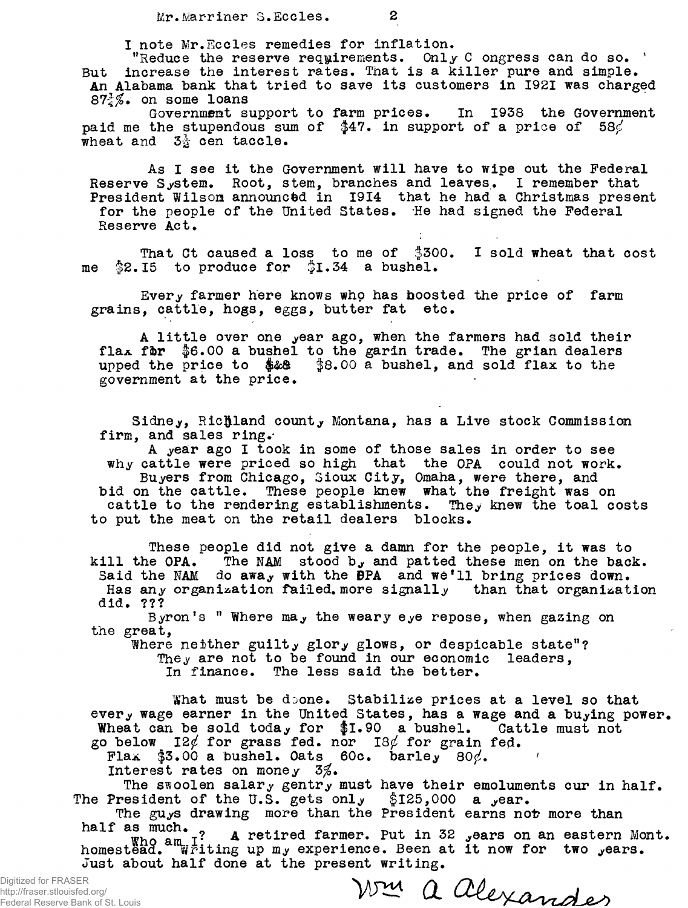I note Mr.Eccles remedies for inflation.

"Reduce the reserve requirements. Only C ongress can do so. ' But increase the interest rates. That is a killer pure and simple. An Alabama bank that tried to save its customers in 1921 was charged $87\frac{1}{4}$%. on some loans

Government support to farm prices. In 1938 the Government paid me the stupendous sum of $47. in support of a price of 58¢ wheat and $3\frac{1}{2}$ cen taccle.

As I see it the Government will have to wipe out the Federal Reserve System. Root, stem, branches and leaves. I remember that President Wilson announced in 1914 that he had a Christmas present for the people of the United States. He had signed the Federal Reserve Act.

That Ct caused a loss to me of $300. I sold wheat that cost me $2.15 to produce for $1.34 a bushel.

Every farmer here knows who has boosted the price of farm grains, cattle, hogs, eggs, butter fat etc.

A little over one year ago, when the farmers had sold their flax for $6.00 a bushel to the garin trade. The grian dealers upped the price to $&8 $8.00 a bushel, and sold flax to the government at the price.

Sidney, Richland county Montana, has a Live stock Commission firm, and sales ring.

A year ago I took in some of those sales in order to see why cattle were priced so high that the OPA could not work. Buyers from Chicago, Sioux City, Omaha, were there, and bid on the cattle. These people knew what the freight was on cattle to the rendering establishments. They knew the toal costs to put the meat on the retail dealers blocks.

These people did not give a damn for the people, it was to kill the OPA. The NAM stood by and patted these men on the back. Said the NAM do away with the OPA and we'll bring prices down. Has any organization failed.more signally than that organization did. ???

Byron's " Where may the weary eye repose, when gazing on the great,
Where neither guilty glory glows, or despicable state"?
They are not to be found in our economic leaders,
In finance. The less said the better.

What must be done. Stabilize prices at a level so that every wage earner in the United States, has a wage and a buying power. Wheat can be sold today for $1.90 a bushel. Cattle must not go below 12¢ for grass fed. nor 18¢ for grain fed.
Flax $3.00 a bushel. Oats 60c. barley 80¢.
Interest rates on money 3%.

The swoolen salary gentry must have their emoluments cur in half. The President of the U.S. gets only $125,000 a year.

The guys drawing more than the President earns not more than half as much.

Who am I? A retired farmer. Put in 32 years on an eastern Mont. homestead. Writing up my experience. Been at it now for two years. Just about half done at the present writing.

Wm A Alexander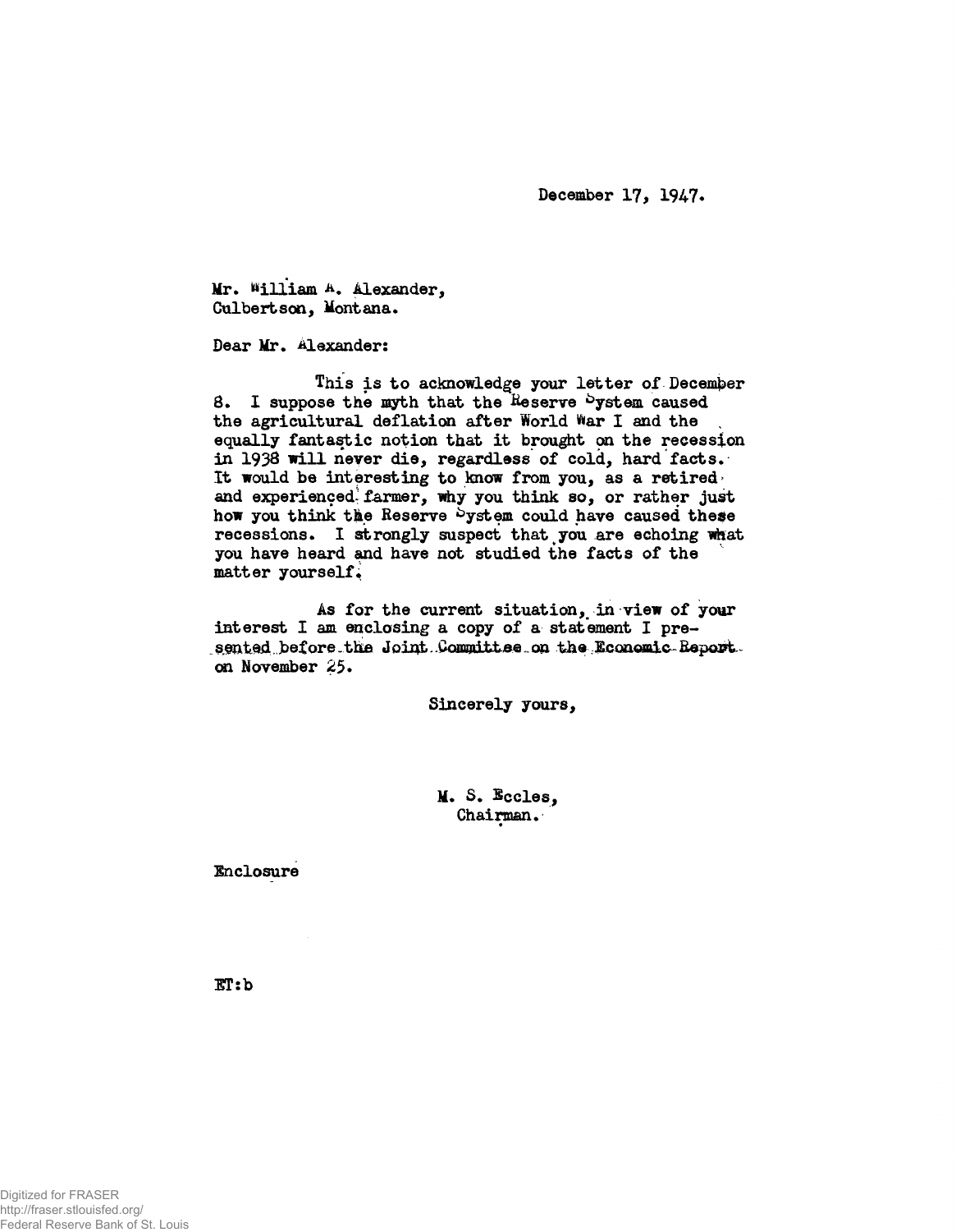December 17, 1947.

Mr. William A. Alexander,
Culbertson, Montana.

Dear Mr. Alexander:

This is to acknowledge your letter of December 8. I suppose the myth that the Reserve System caused the agricultural deflation after World War I and the equally fantastic notion that it brought on the recession in 1938 will never die, regardless of cold, hard facts. It would be interesting to know from you, as a retired and experienced farmer, why you think so, or rather just how you think the Reserve System could have caused these recessions. I strongly suspect that you are echoing what you have heard and have not studied the facts of the matter yourself.

As for the current situation, in view of your interest I am enclosing a copy of a statement I presented before the Joint Committee on the Economic Report on November 25.

Sincerely yours,

M. S. Eccles,
Chairman.

Enclosure

ET:b